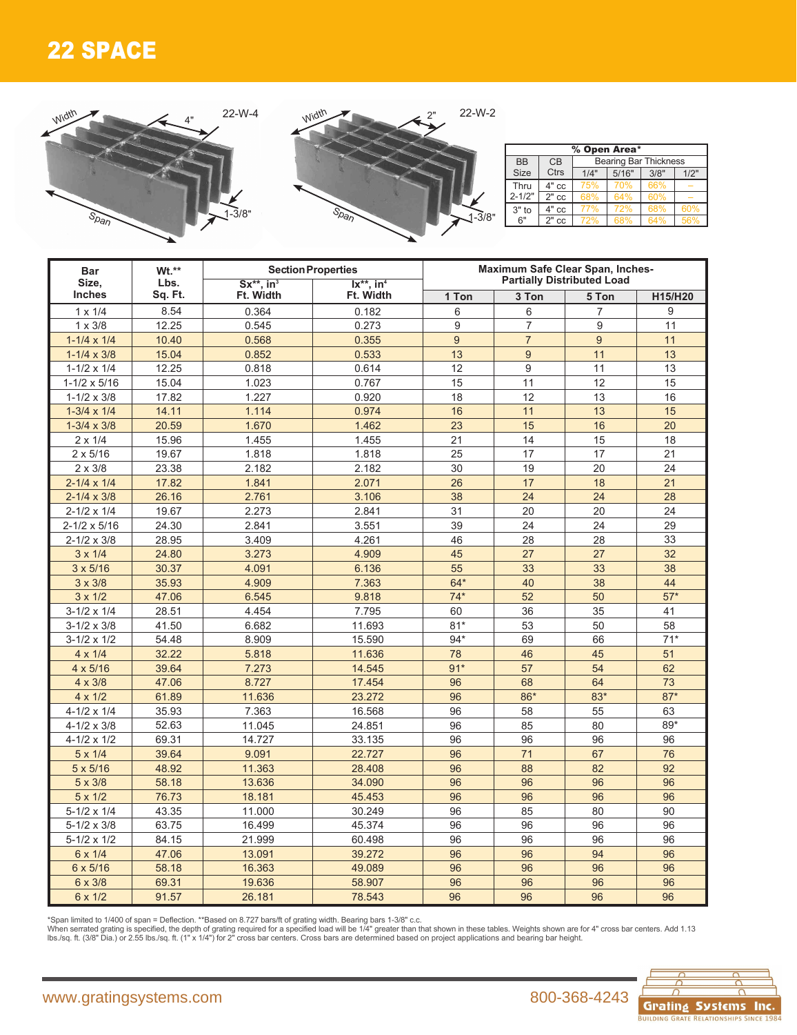# 22 SPACE

22-W-4

22-W-2

| BB Size | CB Ctrs | % Open Area* Bearing Bar Thickness 1/4" | 5/16" | 3/8" | 1/2" |
|---|---|---|---|---|---|
| Thru 2-1/2" | 4" cc | 75% | 70% | 66% | – |
| | 2" cc | 68% | 64% | 60% | – |
| 3" to 6" | 4" cc | 77% | 72% | 68% | 60% |
| | 2" cc | 72% | 68% | 64% | 56% |

| Bar Size, Inches | Wt.** Lbs. Sq. Ft. | Section Properties Sx**, in³ Ft. Width | Ix**, in⁴ Ft. Width | Maximum Safe Clear Span, Inches- Partially Distributed Load 1 Ton | 3 Ton | 5 Ton | H15/H20 |
|---|---|---|---|---|---|---|---|
| 1 x 1/4 | 8.54 | 0.364 | 0.182 | 6 | 6 | 7 | 9 |
| 1 x 3/8 | 12.25 | 0.545 | 0.273 | 9 | 7 | 9 | 11 |
| 1-1/4 x 1/4 | 10.40 | 0.568 | 0.355 | 9 | 7 | 9 | 11 |
| 1-1/4 x 3/8 | 15.04 | 0.852 | 0.533 | 13 | 9 | 11 | 13 |
| 1-1/2 x 1/4 | 12.25 | 0.818 | 0.614 | 12 | 9 | 11 | 13 |
| 1-1/2 x 5/16 | 15.04 | 1.023 | 0.767 | 15 | 11 | 12 | 15 |
| 1-1/2 x 3/8 | 17.82 | 1.227 | 0.920 | 18 | 12 | 13 | 16 |
| 1-3/4 x 1/4 | 14.11 | 1.114 | 0.974 | 16 | 11 | 13 | 15 |
| 1-3/4 x 3/8 | 20.59 | 1.670 | 1.462 | 23 | 15 | 16 | 20 |
| 2 x 1/4 | 15.96 | 1.455 | 1.455 | 21 | 14 | 15 | 18 |
| 2 x 5/16 | 19.67 | 1.818 | 1.818 | 25 | 17 | 17 | 21 |
| 2 x 3/8 | 23.38 | 2.182 | 2.182 | 30 | 19 | 20 | 24 |
| 2-1/4 x 1/4 | 17.82 | 1.841 | 2.071 | 26 | 17 | 18 | 21 |
| 2-1/4 x 3/8 | 26.16 | 2.761 | 3.106 | 38 | 24 | 24 | 28 |
| 2-1/2 x 1/4 | 19.67 | 2.273 | 2.841 | 31 | 20 | 20 | 24 |
| 2-1/2 x 5/16 | 24.30 | 2.841 | 3.551 | 39 | 24 | 24 | 29 |
| 2-1/2 x 3/8 | 28.95 | 3.409 | 4.261 | 46 | 28 | 28 | 33 |
| 3 x 1/4 | 24.80 | 3.273 | 4.909 | 45 | 27 | 27 | 32 |
| 3 x 5/16 | 30.37 | 4.091 | 6.136 | 55 | 33 | 33 | 38 |
| 3 x 3/8 | 35.93 | 4.909 | 7.363 | 64* | 40 | 38 | 44 |
| 3 x 1/2 | 47.06 | 6.545 | 9.818 | 74* | 52 | 50 | 57* |
| 3-1/2 x 1/4 | 28.51 | 4.454 | 7.795 | 60 | 36 | 35 | 41 |
| 3-1/2 x 3/8 | 41.50 | 6.682 | 11.693 | 81* | 53 | 50 | 58 |
| 3-1/2 x 1/2 | 54.48 | 8.909 | 15.590 | 94* | 69 | 66 | 71* |
| 4 x 1/4 | 32.22 | 5.818 | 11.636 | 78 | 46 | 45 | 51 |
| 4 x 5/16 | 39.64 | 7.273 | 14.545 | 91* | 57 | 54 | 62 |
| 4 x 3/8 | 47.06 | 8.727 | 17.454 | 96 | 68 | 64 | 73 |
| 4 x 1/2 | 61.89 | 11.636 | 23.272 | 96 | 86* | 83* | 87* |
| 4-1/2 x 1/4 | 35.93 | 7.363 | 16.568 | 96 | 58 | 55 | 63 |
| 4-1/2 x 3/8 | 52.63 | 11.045 | 24.851 | 96 | 85 | 80 | 89* |
| 4-1/2 x 1/2 | 69.31 | 14.727 | 33.135 | 96 | 96 | 96 | 96 |
| 5 x 1/4 | 39.64 | 9.091 | 22.727 | 96 | 71 | 67 | 76 |
| 5 x 5/16 | 48.92 | 11.363 | 28.408 | 96 | 88 | 82 | 92 |
| 5 x 3/8 | 58.18 | 13.636 | 34.090 | 96 | 96 | 96 | 96 |
| 5 x 1/2 | 76.73 | 18.181 | 45.453 | 96 | 96 | 96 | 96 |
| 5-1/2 x 1/4 | 43.35 | 11.000 | 30.249 | 96 | 85 | 80 | 90 |
| 5-1/2 x 3/8 | 63.75 | 16.499 | 45.374 | 96 | 96 | 96 | 96 |
| 5-1/2 x 1/2 | 84.15 | 21.999 | 60.498 | 96 | 96 | 96 | 96 |
| 6 x 1/4 | 47.06 | 13.091 | 39.272 | 96 | 96 | 94 | 96 |
| 6 x 5/16 | 58.18 | 16.363 | 49.089 | 96 | 96 | 96 | 96 |
| 6 x 3/8 | 69.31 | 19.636 | 58.907 | 96 | 96 | 96 | 96 |
| 6 x 1/2 | 91.57 | 26.181 | 78.543 | 96 | 96 | 96 | 96 |

*Span limited to 1/400 of span = Deflection. **Based on 8.727 bars/ft of grating width. Bearing bars 1-3/8" c.c.
When serrated grating is specified, the depth of grating required for a specified load will be 1/4" greater than that shown in these tables. Weights shown are for 4" cross bar centers. Add 1.13 lbs./sq. ft. (3/8" Dia.) or 2.55 lbs./sq. ft. (1" x 1/4") for 2" cross bar centers. Cross bars are determined based on project applications and bearing bar height.

www.gratingsystems.com 800-368-4243 Grating Systems Inc. Building Grate Relationships Since 1984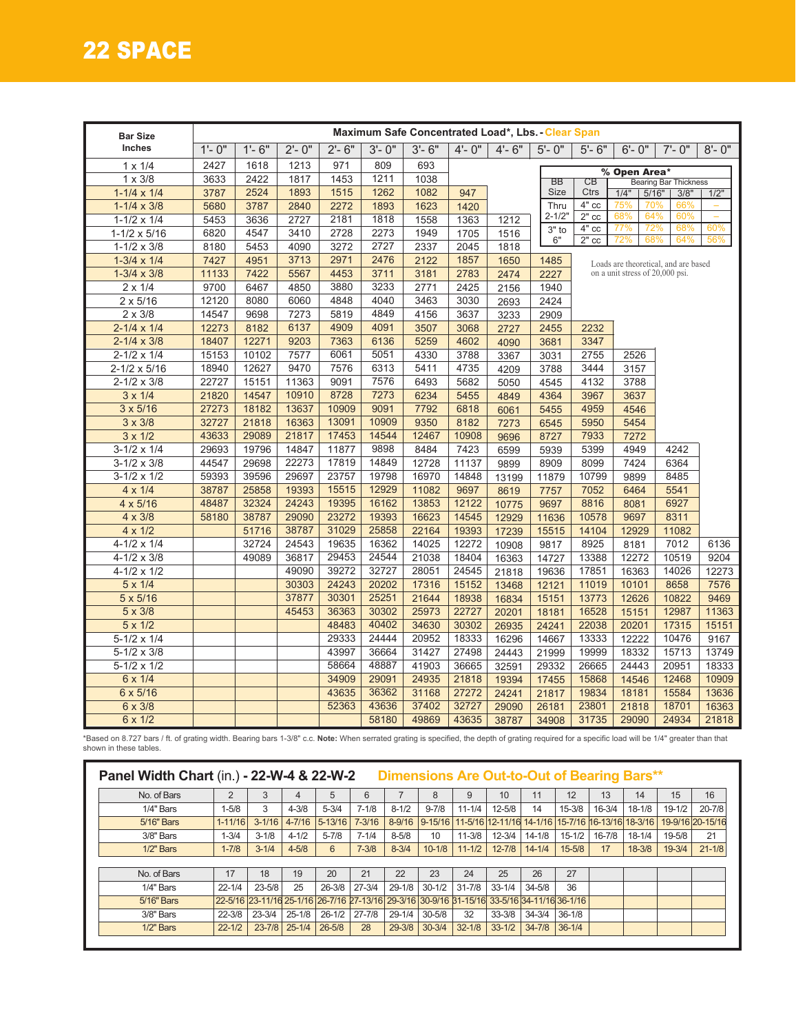# 22 SPACE

| Bar Size Inches | Maximum Safe Concentrated Load*, Lbs. - Clear Span | | | | | | | | | | | | |
|---|---|---|---|---|---|---|---|---|---|---|---|---|---|
| | 1'- 0" | 1'- 6" | 2'- 0" | 2'- 6" | 3'- 0" | 3'- 6" | 4'- 0" | 4'- 6" | 5'- 0" | 5'- 6" | 6'- 0" | 7'- 0" | 8'- 0" |
| 1 x 1/4 | 2427 | 1618 | 1213 | 971 | 809 | 693 | | | | | | | |
| 1 x 3/8 | 3633 | 2422 | 1817 | 1453 | 1211 | 1038 | | | | | | | |
| 1-1/4 x 1/4 | 3787 | 2524 | 1893 | 1515 | 1262 | 1082 | 947 | | | | | | |
| 1-1/4 x 3/8 | 5680 | 3787 | 2840 | 2272 | 1893 | 1623 | 1420 | | | | | | |
| 1-1/2 x 1/4 | 5453 | 3636 | 2727 | 2181 | 1818 | 1558 | 1363 | 1212 | | | | | |
| 1-1/2 x 5/16 | 6820 | 4547 | 3410 | 2728 | 2273 | 1949 | 1705 | 1516 | | | | | |
| 1-1/2 x 3/8 | 8180 | 5453 | 4090 | 3272 | 2727 | 2337 | 2045 | 1818 | | | | | |
| 1-3/4 x 1/4 | 7427 | 4951 | 3713 | 2971 | 2476 | 2122 | 1857 | 1650 | 1485 | | | | |
| 1-3/4 x 3/8 | 11133 | 7422 | 5567 | 4453 | 3711 | 3181 | 2783 | 2474 | 2227 | | | | |
| 2 x 1/4 | 9700 | 6467 | 4850 | 3880 | 3233 | 2771 | 2425 | 2156 | 1940 | | | | |
| 2 x 5/16 | 12120 | 8080 | 6060 | 4848 | 4040 | 3463 | 3030 | 2693 | 2424 | | | | |
| 2 x 3/8 | 14547 | 9698 | 7273 | 5819 | 4849 | 4156 | 3637 | 3233 | 2909 | | | | |
| 2-1/4 x 1/4 | 12273 | 8182 | 6137 | 4909 | 4091 | 3507 | 3068 | 2727 | 2455 | 2232 | | | |
| 2-1/4 x 3/8 | 18407 | 12271 | 9203 | 7363 | 6136 | 5259 | 4602 | 4090 | 3681 | 3347 | | | |
| 2-1/2 x 1/4 | 15153 | 10102 | 7577 | 6061 | 5051 | 4330 | 3788 | 3367 | 3031 | 2755 | 2526 | | |
| 2-1/2 x 5/16 | 18940 | 12627 | 9470 | 7576 | 6313 | 5411 | 4735 | 4209 | 3788 | 3444 | 3157 | | |
| 2-1/2 x 3/8 | 22727 | 15151 | 11363 | 9091 | 7576 | 6493 | 5682 | 5050 | 4545 | 4132 | 3788 | | |
| 3 x 1/4 | 21820 | 14547 | 10910 | 8728 | 7273 | 6234 | 5455 | 4849 | 4364 | 3967 | 3637 | | |
| 3 x 5/16 | 27273 | 18182 | 13637 | 10909 | 9091 | 7792 | 6818 | 6061 | 5455 | 4959 | 4546 | | |
| 3 x 3/8 | 32727 | 21818 | 16363 | 13091 | 10909 | 9350 | 8182 | 7273 | 6545 | 5950 | 5454 | | |
| 3 x 1/2 | 43633 | 29089 | 21817 | 17453 | 14544 | 12467 | 10908 | 9696 | 8727 | 7933 | 7272 | | |
| 3-1/2 x 1/4 | 29693 | 19796 | 14847 | 11877 | 9898 | 8484 | 7423 | 6599 | 5939 | 5399 | 4949 | 4242 | |
| 3-1/2 x 3/8 | 44547 | 29698 | 22273 | 17819 | 14849 | 12728 | 11137 | 9899 | 8909 | 8099 | 7424 | 6364 | |
| 3-1/2 x 1/2 | 59393 | 39596 | 29697 | 23757 | 19798 | 16970 | 14848 | 13199 | 11879 | 10799 | 9899 | 8485 | |
| 4 x 1/4 | 38787 | 25858 | 19393 | 15515 | 12929 | 11082 | 9697 | 8619 | 7757 | 7052 | 6464 | 5541 | |
| 4 x 5/16 | 48487 | 32324 | 24243 | 19395 | 16162 | 13853 | 12122 | 10775 | 9697 | 8816 | 8081 | 6927 | |
| 4 x 3/8 | 58180 | 38787 | 29090 | 23272 | 19393 | 16623 | 14545 | 12929 | 11636 | 10578 | 9697 | 8311 | |
| 4 x 1/2 | | 51716 | 38787 | 31029 | 25858 | 22164 | 19393 | 17239 | 15515 | 14104 | 12929 | 11082 | |
| 4-1/2 x 1/4 | | 32724 | 24543 | 19635 | 16362 | 14025 | 12272 | 10908 | 9817 | 8925 | 8181 | 7012 | 6136 |
| 4-1/2 x 3/8 | | 49089 | 36817 | 29453 | 24544 | 21038 | 18404 | 16363 | 14727 | 13388 | 12272 | 10519 | 9204 |
| 4-1/2 x 1/2 | | | 49090 | 39272 | 32727 | 28051 | 24545 | 21818 | 19636 | 17851 | 16363 | 14026 | 12273 |
| 5 x 1/4 | | | 30303 | 24243 | 20202 | 17316 | 15152 | 13468 | 12121 | 11019 | 10101 | 8658 | 7576 |
| 5 x 5/16 | | | 37877 | 30301 | 25251 | 21644 | 18938 | 16834 | 15151 | 13773 | 12626 | 10822 | 9469 |
| 5 x 3/8 | | | 45453 | 36363 | 30302 | 25973 | 22727 | 20201 | 18181 | 16528 | 15151 | 12987 | 11363 |
| 5 x 1/2 | | | | 48483 | 40402 | 34630 | 30302 | 26935 | 24241 | 22038 | 20201 | 17315 | 15151 |
| 5-1/2 x 1/4 | | | | 29333 | 24444 | 20952 | 18333 | 16296 | 14667 | 13333 | 12222 | 10476 | 9167 |
| 5-1/2 x 3/8 | | | | 43997 | 36664 | 31427 | 27498 | 24443 | 21999 | 19999 | 18332 | 15713 | 13749 |
| 5-1/2 x 1/2 | | | | 58664 | 48887 | 41903 | 36665 | 32591 | 29332 | 26665 | 24443 | 20951 | 18333 |
| 6 x 1/4 | | | | 34909 | 29091 | 24935 | 21818 | 19394 | 17455 | 15868 | 14546 | 12468 | 10909 |
| 6 x 5/16 | | | | 43635 | 36362 | 31168 | 27272 | 24241 | 21817 | 19834 | 18181 | 15584 | 13636 |
| 6 x 3/8 | | | | 52363 | 43636 | 37402 | 32727 | 29090 | 26181 | 23801 | 21818 | 18701 | 16363 |
| 6 x 1/2 | | | | | 58180 | 49869 | 43635 | 38787 | 34908 | 31735 | 29090 | 24934 | 21818 |

**% Open Area***

| BB Size | CB Ctrs | Bearing Bar Thickness | | | |
|---|---|---|---|---|---|
| | | 1/4" | 5/16" | 3/8" | 1/2" |
| Thru 2-1/2" | 4" cc | 75% | 70% | 66% | – |
| | 2" cc | 68% | 64% | 60% | – |
| 3" to 6" | 4" cc | 77% | 72% | 68% | 60% |
| | 2" cc | 72% | 68% | 64% | 56% |

Loads are theoretical, and are based on a unit stress of 20,000 psi.

*Based on 8.727 bars / ft. of grating width. **Note:** When serrated grating is specified, the depth of grating required for a specific load will be 1/4" greater than that shown in these tables.

## Panel Width Chart (in.) - 22-W-4 & 22-W-2 Dimensions Are Out-to-Out of Bearing Bars**

| No. of Bars | 2 | 3 | 4 | 5 | 6 | 7 | 8 | 9 | 10 | 11 | 12 | 13 | 14 | 15 | 16 |
|---|---|---|---|---|---|---|---|---|---|---|---|---|---|---|---|
| 1/4" Bars | 1-5/8 | 3 | 4-3/8 | 5-3/4 | 7-1/8 | 8-1/2 | 9-7/8 | 11-1/4 | 12-5/8 | 14 | 15-3/8 | 16-3/4 | 18-1/8 | 19-1/2 | 20-7/8 |
| 5/16" Bars | 1-11/16 | 3-1/16 | 4-7/16 | 5-13/16 | 7-3/16 | 8-9/16 | 9-15/16 | 11-5/16 | 12-11/16 | 14-1/16 | 15-7/16 | 16-13/16 | 18-3/16 | 19-9/16 | 20-15/16 |
| 3/8" Bars | 1-3/4 | 3-1/8 | 4-1/2 | 5-7/8 | 7-1/4 | 8-5/8 | 10 | 11-3/8 | 12-3/4 | 14-1/8 | 15-1/2 | 16-7/8 | 18-1/4 | 19-5/8 | 21 |
| 1/2" Bars | 1-7/8 | 3-1/4 | 4-5/8 | 6 | 7-3/8 | 8-3/4 | 10-1/8 | 11-1/2 | 12-7/8 | 14-1/4 | 15-5/8 | 17 | 18-3/8 | 19-3/4 | 21-1/8 |

| No. of Bars | 17 | 18 | 19 | 20 | 21 | 22 | 23 | 24 | 25 | 26 | 27 | | | | |
|---|---|---|---|---|---|---|---|---|---|---|---|---|---|---|---|
| 1/4" Bars | 22-1/4 | 23-5/8 | 25 | 26-3/8 | 27-3/4 | 29-1/8 | 30-1/2 | 31-7/8 | 33-1/4 | 34-5/8 | 36 | | | | |
| 5/16" Bars | 22-5/16 | 23-11/16 | 25-1/16 | 26-7/16 | 27-13/16 | 29-3/16 | 30-9/16 | 31-15/16 | 33-5/16 | 34-11/16 | 36-1/16 | | | | |
| 3/8" Bars | 22-3/8 | 23-3/4 | 25-1/8 | 26-1/2 | 27-7/8 | 29-1/4 | 30-5/8 | 32 | 33-3/8 | 34-3/4 | 36-1/8 | | | | |
| 1/2" Bars | 22-1/2 | 23-7/8 | 25-1/4 | 26-5/8 | 28 | 29-3/8 | 30-3/4 | 32-1/8 | 33-1/2 | 34-7/8 | 36-1/4 | | | | |